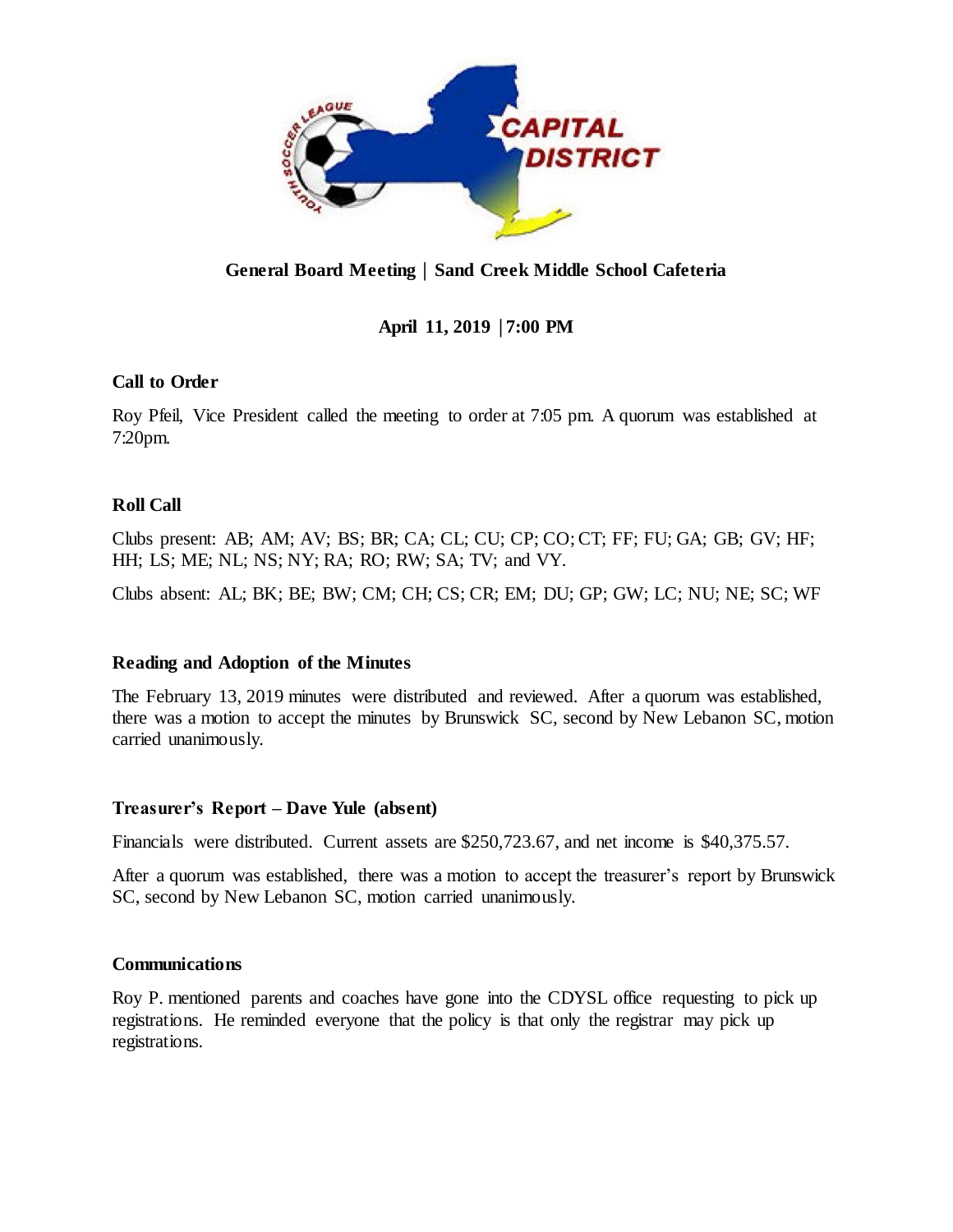**General Board Meeting | Sand Creek Middle School Cafeteria**

**April 11, 2019 | 7:00 PM**

### Call to Order

Roy Pfeil, Vice President called the meeting to order at 7:05 pm. A quorum was established at 7:20pm.

### Roll Call

Clubs present: AB; AM; AV; BS; BR; CA; CL; CU; CP; CO; CT; FF; FU; GA; GB; GV; HF; HH; LS; ME; NL; NS; NY; RA; RO; RW; SA; TV; and VY.

Clubs absent: AL; BK; BE; BW; CM; CH; CS; CR; EM; DU; GP; GW; LC; NU; NE; SC; WF

### Reading and Adoption of the Minutes

The February 13, 2019 minutes were distributed and reviewed. After a quorum was established, there was a motion to accept the minutes by Brunswick SC, second by New Lebanon SC, motion carried unanimously.

### Treasurer's Report – Dave Yule (absent)

Financials were distributed. Current assets are $250,723.67, and net income is $40,375.57.

After a quorum was established, there was a motion to accept the treasurer's report by Brunswick SC, second by New Lebanon SC, motion carried unanimously.

### Communications

Roy P. mentioned parents and coaches have gone into the CDYSL office requesting to pick up registrations. He reminded everyone that the policy is that only the registrar may pick up registrations.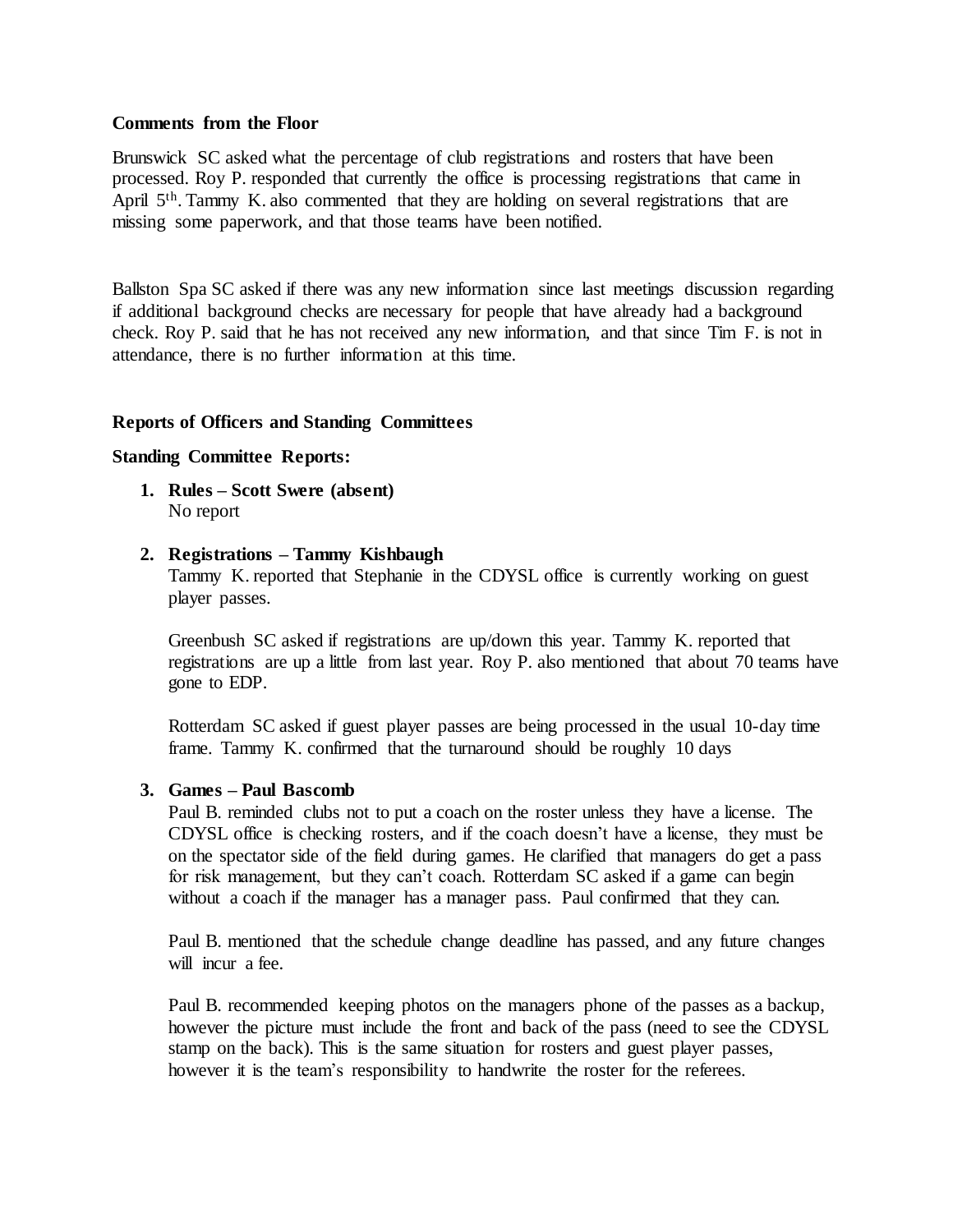**Comments from the Floor**

Brunswick SC asked what the percentage of club registrations and rosters that have been processed. Roy P. responded that currently the office is processing registrations that came in April 5th. Tammy K. also commented that they are holding on several registrations that are missing some paperwork, and that those teams have been notified.

Ballston Spa SC asked if there was any new information since last meetings discussion regarding if additional background checks are necessary for people that have already had a background check. Roy P. said that he has not received any new information, and that since Tim F. is not in attendance, there is no further information at this time.

**Reports of Officers and Standing Committees**

**Standing Committee Reports:**

1. **Rules – Scott Swere (absent)**
   No report

2. **Registrations – Tammy Kishbaugh**
   Tammy K. reported that Stephanie in the CDYSL office is currently working on guest player passes.

   Greenbush SC asked if registrations are up/down this year. Tammy K. reported that registrations are up a little from last year. Roy P. also mentioned that about 70 teams have gone to EDP.

   Rotterdam SC asked if guest player passes are being processed in the usual 10-day time frame. Tammy K. confirmed that the turnaround should be roughly 10 days

3. **Games – Paul Bascomb**
   Paul B. reminded clubs not to put a coach on the roster unless they have a license. The CDYSL office is checking rosters, and if the coach doesn't have a license, they must be on the spectator side of the field during games. He clarified that managers do get a pass for risk management, but they can't coach. Rotterdam SC asked if a game can begin without a coach if the manager has a manager pass. Paul confirmed that they can.

   Paul B. mentioned that the schedule change deadline has passed, and any future changes will incur a fee.

   Paul B. recommended keeping photos on the managers phone of the passes as a backup, however the picture must include the front and back of the pass (need to see the CDYSL stamp on the back). This is the same situation for rosters and guest player passes, however it is the team's responsibility to handwrite the roster for the referees.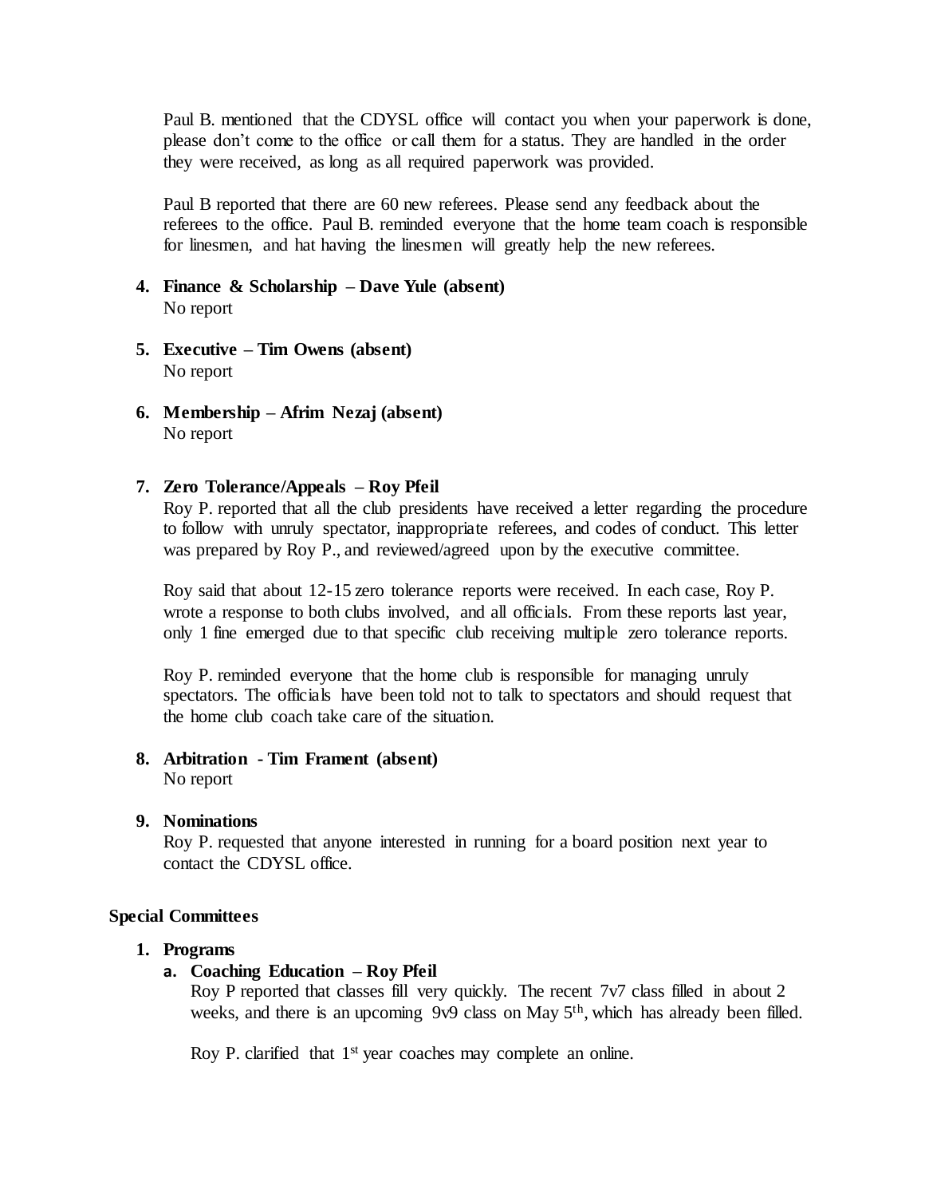Paul B. mentioned that the CDYSL office will contact you when your paperwork is done, please don't come to the office or call them for a status. They are handled in the order they were received, as long as all required paperwork was provided.

Paul B reported that there are 60 new referees. Please send any feedback about the referees to the office. Paul B. reminded everyone that the home team coach is responsible for linesmen, and hat having the linesmen will greatly help the new referees.

4. **Finance & Scholarship – Dave Yule (absent)**
   No report

5. **Executive – Tim Owens (absent)**
   No report

6. **Membership – Afrim Nezaj (absent)**
   No report

7. **Zero Tolerance/Appeals – Roy Pfeil**
   Roy P. reported that all the club presidents have received a letter regarding the procedure to follow with unruly spectator, inappropriate referees, and codes of conduct. This letter was prepared by Roy P., and reviewed/agreed upon by the executive committee.

   Roy said that about 12-15 zero tolerance reports were received. In each case, Roy P. wrote a response to both clubs involved, and all officials. From these reports last year, only 1 fine emerged due to that specific club receiving multiple zero tolerance reports.

   Roy P. reminded everyone that the home club is responsible for managing unruly spectators. The officials have been told not to talk to spectators and should request that the home club coach take care of the situation.

8. **Arbitration - Tim Frament (absent)**
   No report

9. **Nominations**
   Roy P. requested that anyone interested in running for a board position next year to contact the CDYSL office.

**Special Committees**

1. **Programs**
   a. **Coaching Education – Roy Pfeil**
      Roy P reported that classes fill very quickly. The recent 7v7 class filled in about 2 weeks, and there is an upcoming 9v9 class on May 5th, which has already been filled.

      Roy P. clarified that 1st year coaches may complete an online.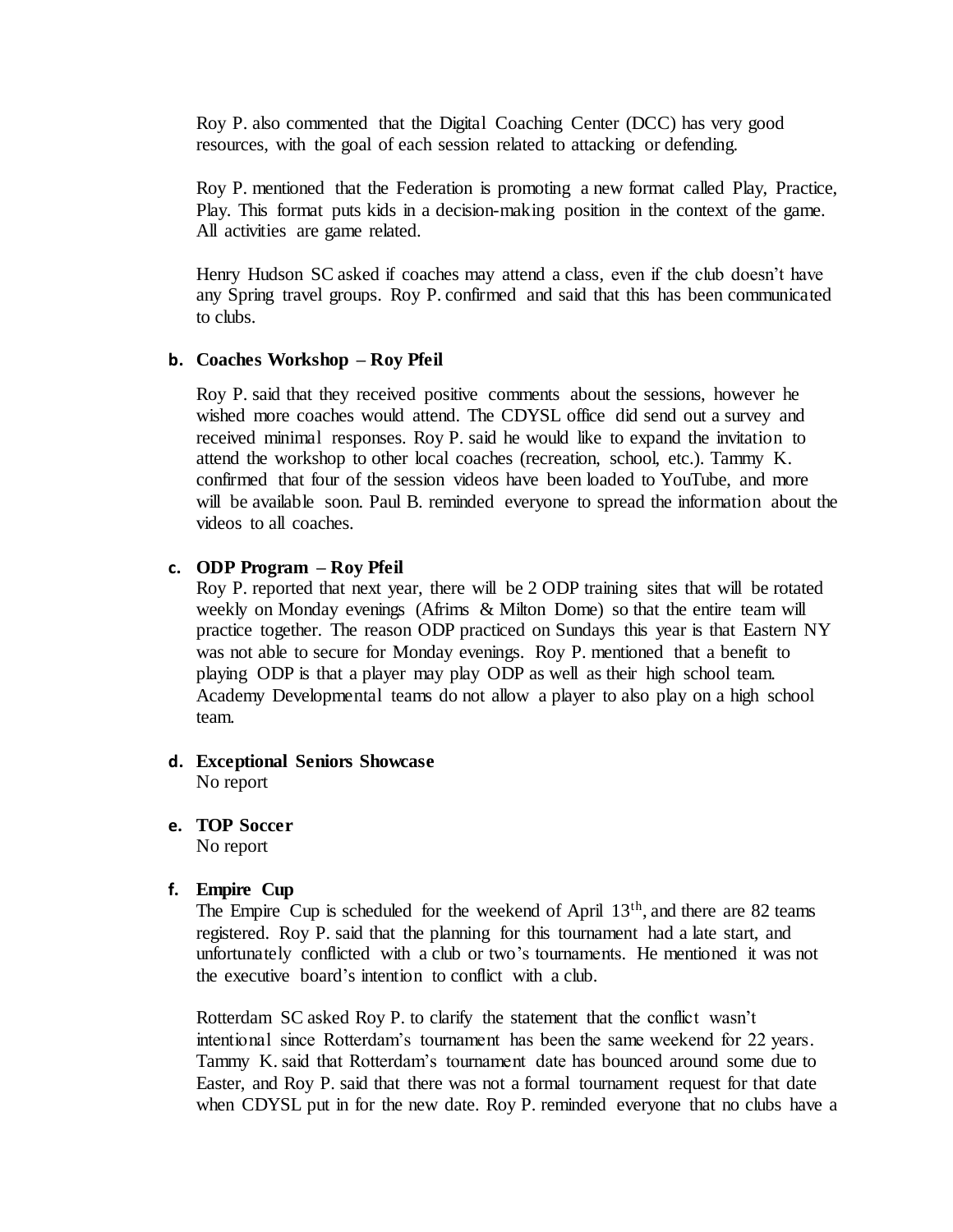Roy P. also commented that the Digital Coaching Center (DCC) has very good resources, with the goal of each session related to attacking or defending.

Roy P. mentioned that the Federation is promoting a new format called Play, Practice, Play. This format puts kids in a decision-making position in the context of the game. All activities are game related.

Henry Hudson SC asked if coaches may attend a class, even if the club doesn't have any Spring travel groups. Roy P. confirmed and said that this has been communicated to clubs.

**b. Coaches Workshop – Roy Pfeil**

Roy P. said that they received positive comments about the sessions, however he wished more coaches would attend. The CDYSL office did send out a survey and received minimal responses. Roy P. said he would like to expand the invitation to attend the workshop to other local coaches (recreation, school, etc.). Tammy K. confirmed that four of the session videos have been loaded to YouTube, and more will be available soon. Paul B. reminded everyone to spread the information about the videos to all coaches.

**c. ODP Program – Roy Pfeil**

Roy P. reported that next year, there will be 2 ODP training sites that will be rotated weekly on Monday evenings (Afrims & Milton Dome) so that the entire team will practice together. The reason ODP practiced on Sundays this year is that Eastern NY was not able to secure for Monday evenings. Roy P. mentioned that a benefit to playing ODP is that a player may play ODP as well as their high school team. Academy Developmental teams do not allow a player to also play on a high school team.

**d. Exceptional Seniors Showcase**

No report

**e. TOP Soccer**

No report

**f. Empire Cup**

The Empire Cup is scheduled for the weekend of April 13th, and there are 82 teams registered. Roy P. said that the planning for this tournament had a late start, and unfortunately conflicted with a club or two's tournaments. He mentioned it was not the executive board's intention to conflict with a club.

Rotterdam SC asked Roy P. to clarify the statement that the conflict wasn't intentional since Rotterdam's tournament has been the same weekend for 22 years. Tammy K. said that Rotterdam's tournament date has bounced around some due to Easter, and Roy P. said that there was not a formal tournament request for that date when CDYSL put in for the new date. Roy P. reminded everyone that no clubs have a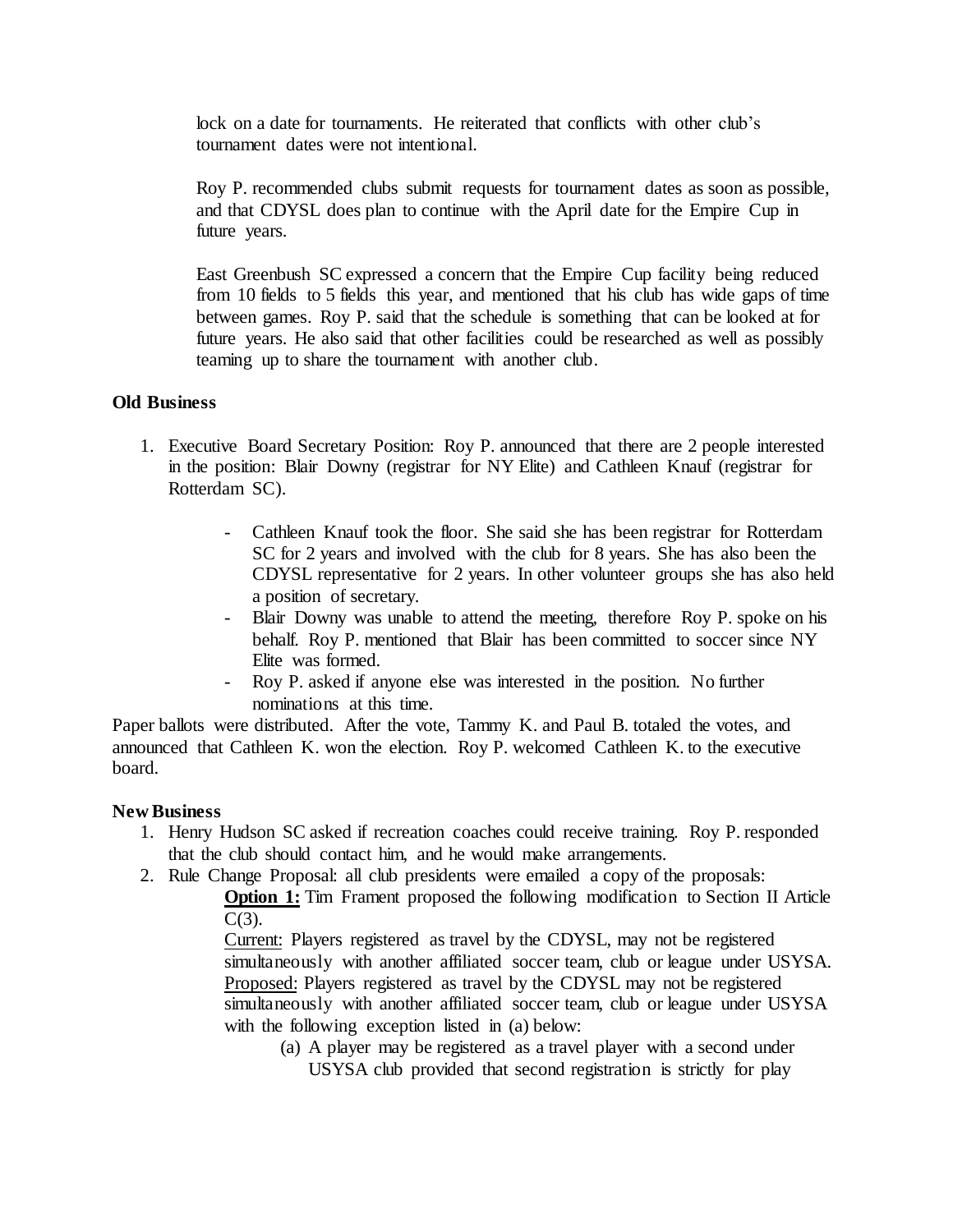lock on a date for tournaments. He reiterated that conflicts with other club's tournament dates were not intentional.

Roy P. recommended clubs submit requests for tournament dates as soon as possible, and that CDYSL does plan to continue with the April date for the Empire Cup in future years.

East Greenbush SC expressed a concern that the Empire Cup facility being reduced from 10 fields to 5 fields this year, and mentioned that his club has wide gaps of time between games. Roy P. said that the schedule is something that can be looked at for future years. He also said that other facilities could be researched as well as possibly teaming up to share the tournament with another club.

**Old Business**

1. Executive Board Secretary Position: Roy P. announced that there are 2 people interested in the position: Blair Downy (registrar for NY Elite) and Cathleen Knauf (registrar for Rotterdam SC).
   - Cathleen Knauf took the floor. She said she has been registrar for Rotterdam SC for 2 years and involved with the club for 8 years. She has also been the CDYSL representative for 2 years. In other volunteer groups she has also held a position of secretary.
   - Blair Downy was unable to attend the meeting, therefore Roy P. spoke on his behalf. Roy P. mentioned that Blair has been committed to soccer since NY Elite was formed.
   - Roy P. asked if anyone else was interested in the position. No further nominations at this time.

Paper ballots were distributed. After the vote, Tammy K. and Paul B. totaled the votes, and announced that Cathleen K. won the election. Roy P. welcomed Cathleen K. to the executive board.

**New Business**

1. Henry Hudson SC asked if recreation coaches could receive training. Roy P. responded that the club should contact him, and he would make arrangements.
2. Rule Change Proposal: all club presidents were emailed a copy of the proposals:

   **Option 1:** Tim Frament proposed the following modification to Section II Article C(3).

   Current: Players registered as travel by the CDYSL, may not be registered simultaneously with another affiliated soccer team, club or league under USYSA.

   Proposed: Players registered as travel by the CDYSL may not be registered simultaneously with another affiliated soccer team, club or league under USYSA with the following exception listed in (a) below:

   (a) A player may be registered as a travel player with a second under USYSA club provided that second registration is strictly for play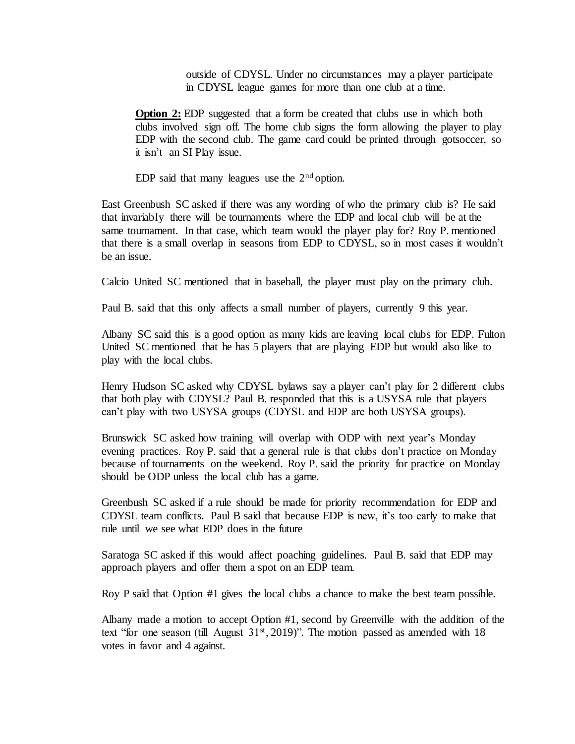outside of CDYSL. Under no circumstances may a player participate in CDYSL league games for more than one club at a time.

**Option 2:** EDP suggested that a form be created that clubs use in which both clubs involved sign off. The home club signs the form allowing the player to play EDP with the second club. The game card could be printed through gotsoccer, so it isn't an SI Play issue.

EDP said that many leagues use the 2nd option.

East Greenbush SC asked if there was any wording of who the primary club is? He said that invariably there will be tournaments where the EDP and local club will be at the same tournament. In that case, which team would the player play for? Roy P. mentioned that there is a small overlap in seasons from EDP to CDYSL, so in most cases it wouldn't be an issue.

Calcio United SC mentioned that in baseball, the player must play on the primary club.

Paul B. said that this only affects a small number of players, currently 9 this year.

Albany SC said this is a good option as many kids are leaving local clubs for EDP. Fulton United SC mentioned that he has 5 players that are playing EDP but would also like to play with the local clubs.

Henry Hudson SC asked why CDYSL bylaws say a player can't play for 2 different clubs that both play with CDYSL? Paul B. responded that this is a USYSA rule that players can't play with two USYSA groups (CDYSL and EDP are both USYSA groups).

Brunswick SC asked how training will overlap with ODP with next year's Monday evening practices. Roy P. said that a general rule is that clubs don't practice on Monday because of tournaments on the weekend. Roy P. said the priority for practice on Monday should be ODP unless the local club has a game.

Greenbush SC asked if a rule should be made for priority recommendation for EDP and CDYSL team conflicts. Paul B said that because EDP is new, it's too early to make that rule until we see what EDP does in the future

Saratoga SC asked if this would affect poaching guidelines. Paul B. said that EDP may approach players and offer them a spot on an EDP team.

Roy P said that Option #1 gives the local clubs a chance to make the best team possible.

Albany made a motion to accept Option #1, second by Greenville with the addition of the text "for one season (till August 31st, 2019)". The motion passed as amended with 18 votes in favor and 4 against.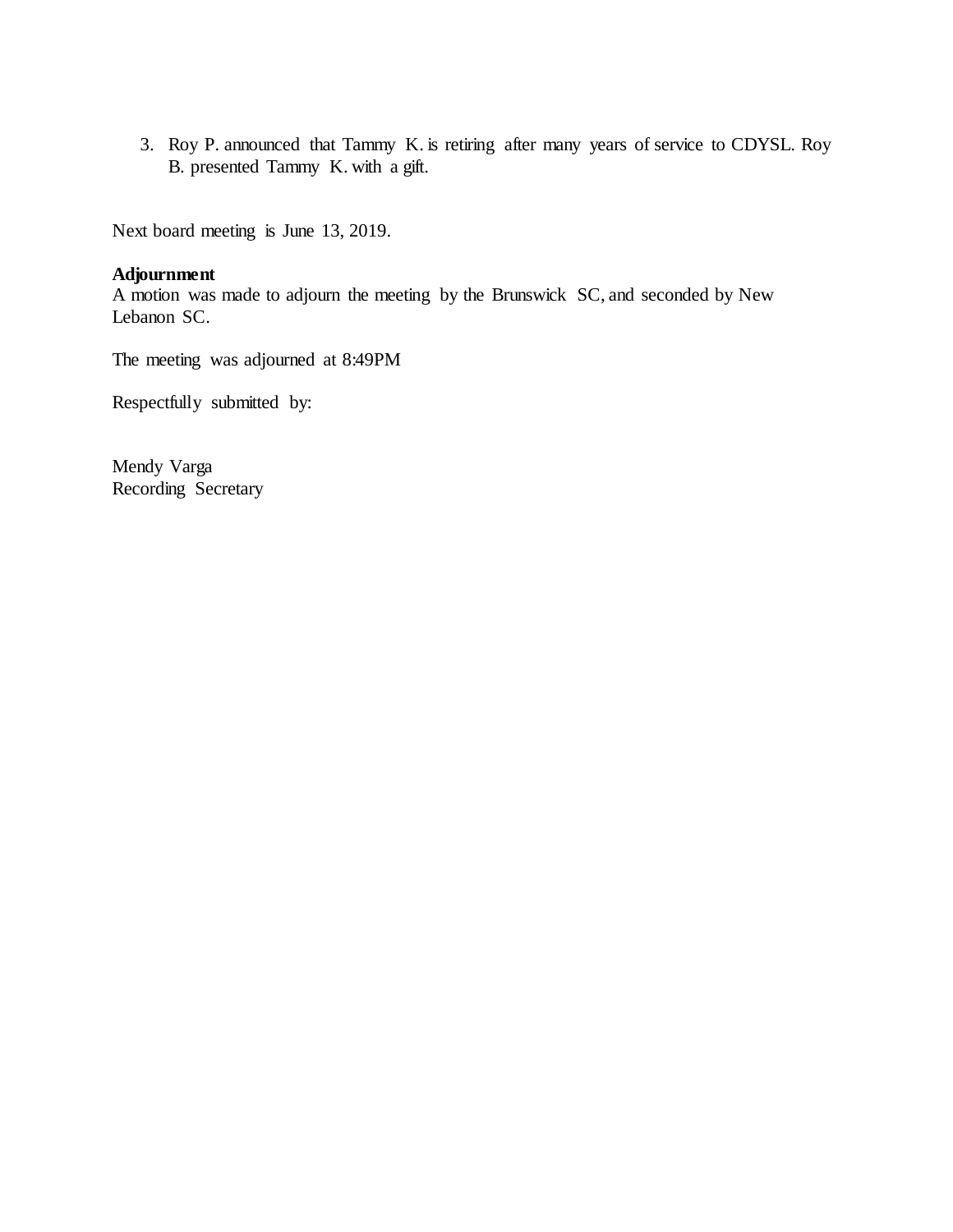3. Roy P. announced that Tammy K. is retiring after many years of service to CDYSL. Roy B. presented Tammy K. with a gift.

Next board meeting is June 13, 2019.

**Adjournment**
A motion was made to adjourn the meeting by the Brunswick SC, and seconded by New Lebanon SC.

The meeting was adjourned at 8:49PM

Respectfully submitted by:

Mendy Varga
Recording Secretary